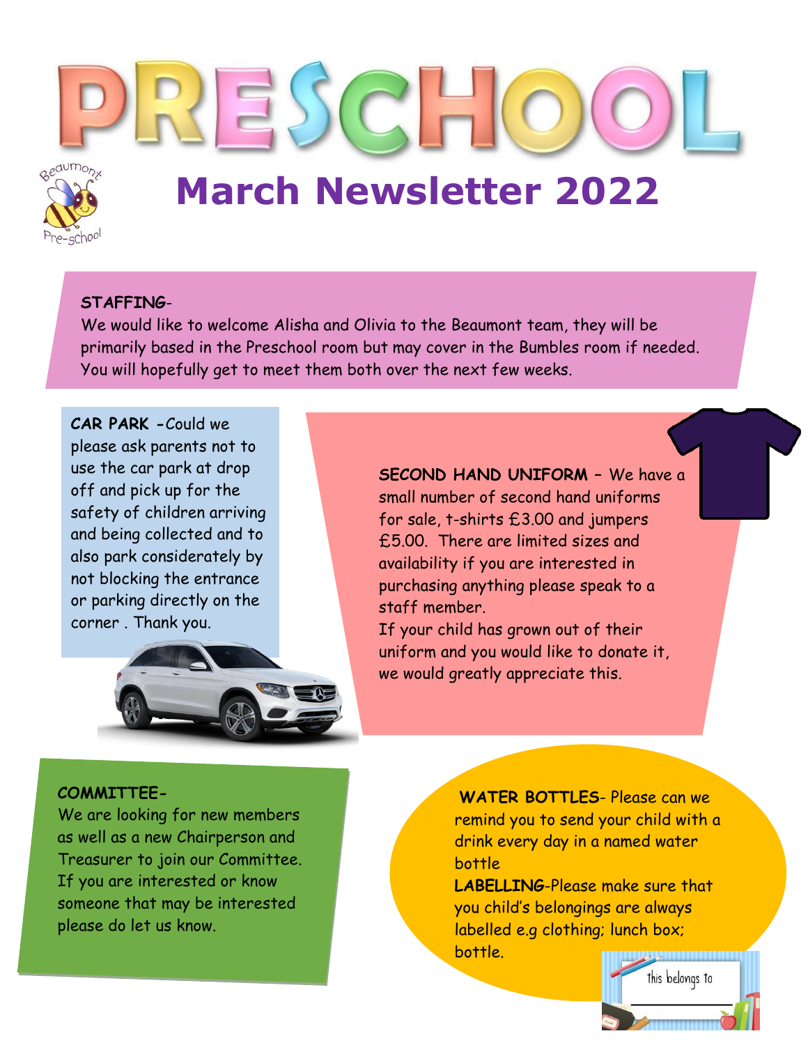# PRESCHOOL

Beaumont Pre-school

## March Newsletter 2022

**STAFFING**-

We would like to welcome Alisha and Olivia to the Beaumont team, they will be primarily based in the Preschool room but may cover in the Bumbles room if needed. You will hopefully get to meet them both over the next few weeks.

**CAR PARK** -Could we please ask parents not to use the car park at drop off and pick up for the safety of children arriving and being collected and to also park considerately by not blocking the entrance or parking directly on the corner . Thank you.

**SECOND HAND UNIFORM** – We have a small number of second hand uniforms for sale, t-shirts £3.00 and jumpers £5.00. There are limited sizes and availability if you are interested in purchasing anything please speak to a staff member.

If your child has grown out of their uniform and you would like to donate it, we would greatly appreciate this.

**COMMITTEE**-

We are looking for new members as well as a new Chairperson and Treasurer to join our Committee. If you are interested or know someone that may be interested please do let us know.

**WATER BOTTLES**- Please can we remind you to send your child with a drink every day in a named water bottle

**LABELLING**-Please make sure that you child's belongings are always labelled e.g clothing; lunch box; bottle.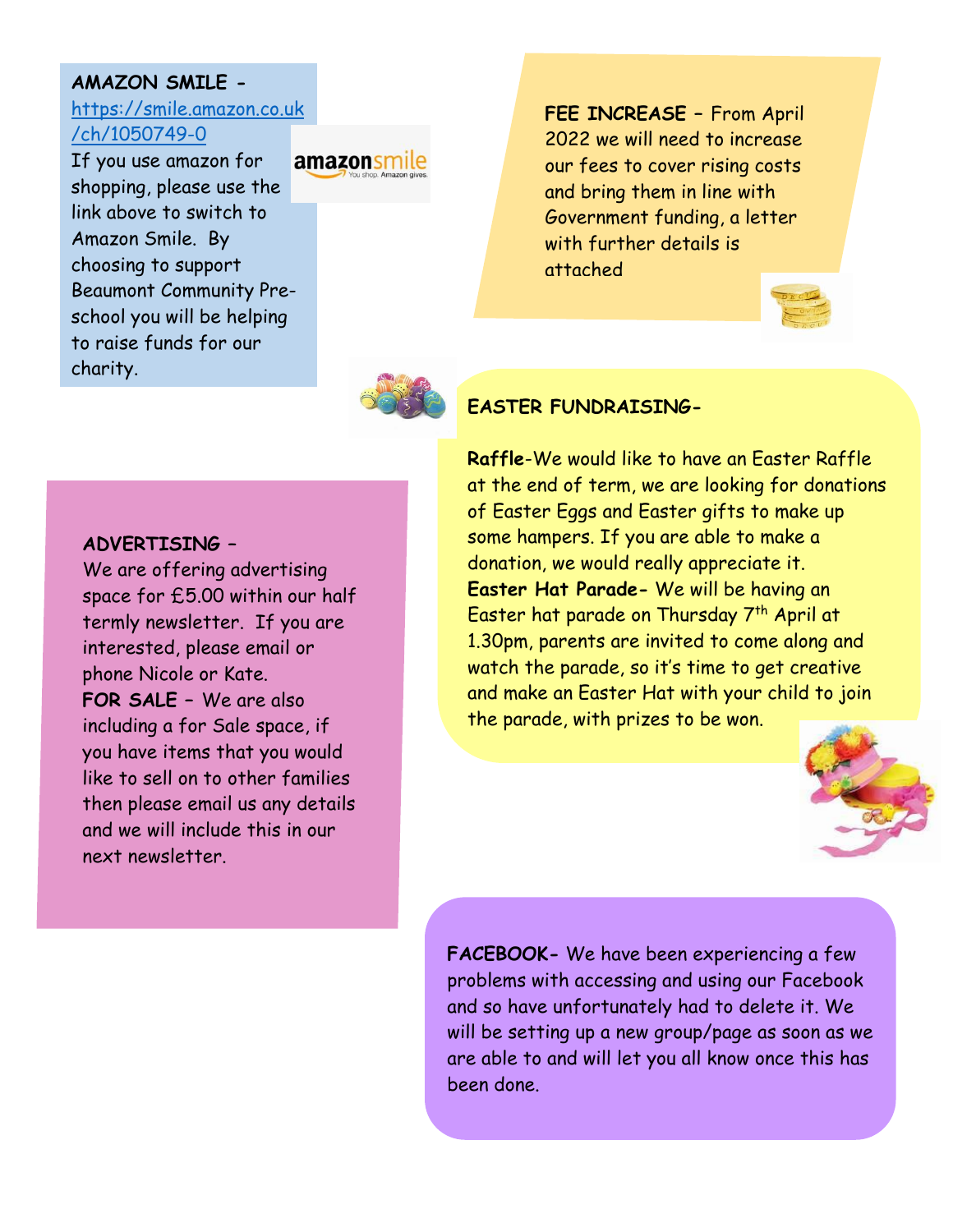**AMAZON SMILE -** [https://smile.amazon.co.uk/ch/1050749-0](https://smile.amazon.co.uk/ch/1050749-0)

If you use amazon for shopping, please use the link above to switch to Amazon Smile. By choosing to support Beaumont Community Pre-school you will be helping to raise funds for our charity.

**FEE INCREASE** – From April 2022 we will need to increase our fees to cover rising costs and bring them in line with Government funding, a letter with further details is attached

**EASTER FUNDRAISING-**

**Raffle**-We would like to have an Easter Raffle at the end of term, we are looking for donations of Easter Eggs and Easter gifts to make up some hampers. If you are able to make a donation, we would really appreciate it.

**Easter Hat Parade-** We will be having an Easter hat parade on Thursday 7th April at 1.30pm, parents are invited to come along and watch the parade, so it's time to get creative and make an Easter Hat with your child to join the parade, with prizes to be won.

**ADVERTISING –**

We are offering advertising space for £5.00 within our half termly newsletter. If you are interested, please email or phone Nicole or Kate.

**FOR SALE** – We are also including a for Sale space, if you have items that you would like to sell on to other families then please email us any details and we will include this in our next newsletter.

**FACEBOOK-** We have been experiencing a few problems with accessing and using our Facebook and so have unfortunately had to delete it. We will be setting up a new group/page as soon as we are able to and will let you all know once this has been done.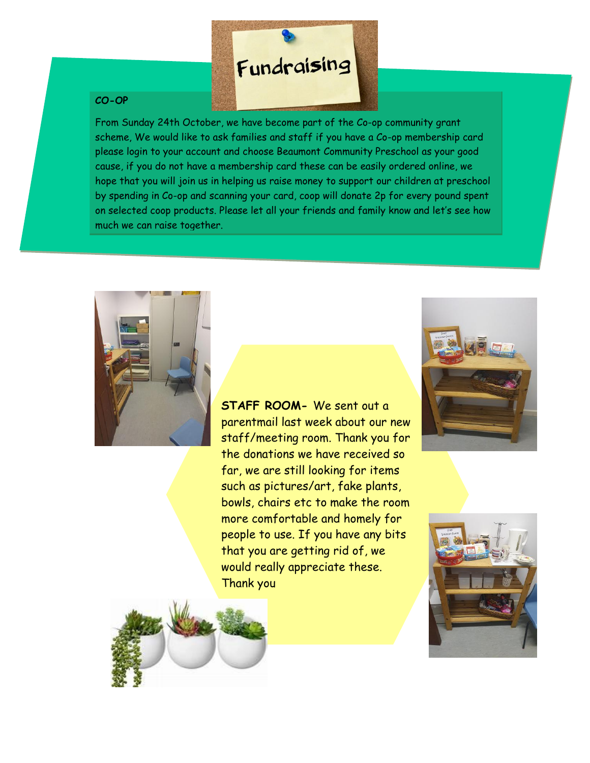# Fundraising

***CO-OP***

From Sunday 24th October, we have become part of the Co-op community grant scheme, We would like to ask families and staff if you have a Co-op membership card please login to your account and choose Beaumont Community Preschool as your good cause, if you do not have a membership card these can be easily ordered online, we hope that you will join us in helping us raise money to support our children at preschool by spending in Co-op and scanning your card, coop will donate 2p for every pound spent on selected coop products. Please let all your friends and family know and let's see how much we can raise together.

**STAFF ROOM-** We sent out a parentmail last week about our new staff/meeting room. Thank you for the donations we have received so far, we are still looking for items such as pictures/art, fake plants, bowls, chairs etc to make the room more comfortable and homely for people to use. If you have any bits that you are getting rid of, we would really appreciate these. Thank you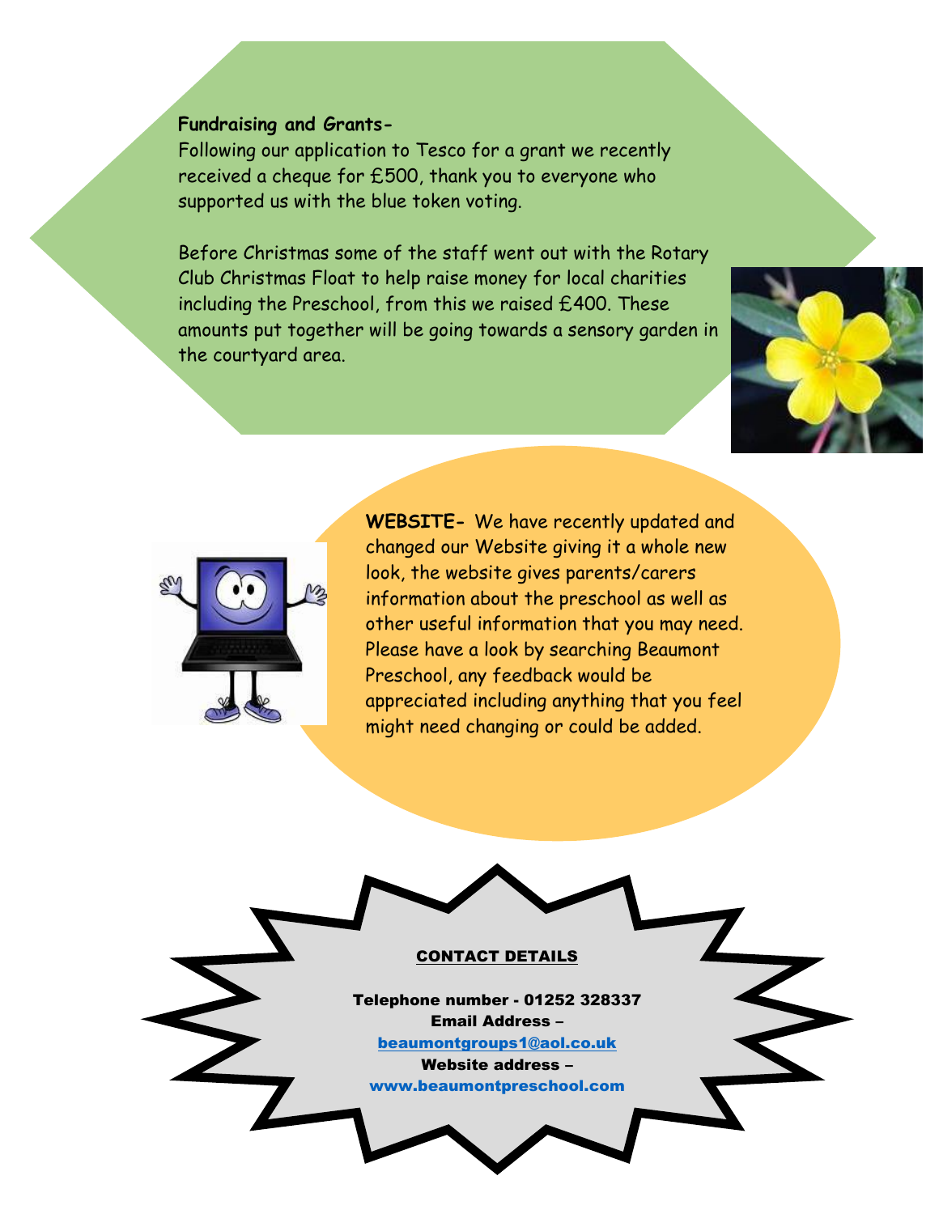**Fundraising and Grants-**

Following our application to Tesco for a grant we recently received a cheque for £500, thank you to everyone who supported us with the blue token voting.

Before Christmas some of the staff went out with the Rotary Club Christmas Float to help raise money for local charities including the Preschool, from this we raised £400. These amounts put together will be going towards a sensory garden in the courtyard area.

**WEBSITE-** We have recently updated and changed our Website giving it a whole new look, the website gives parents/carers information about the preschool as well as other useful information that you may need. Please have a look by searching Beaumont Preschool, any feedback would be appreciated including anything that you feel might need changing or could be added.

**CONTACT DETAILS**

**Telephone number - 01252 328337**
**Email Address –**
beaumontgroups1@aol.co.uk
**Website address –**
www.beaumontpreschool.com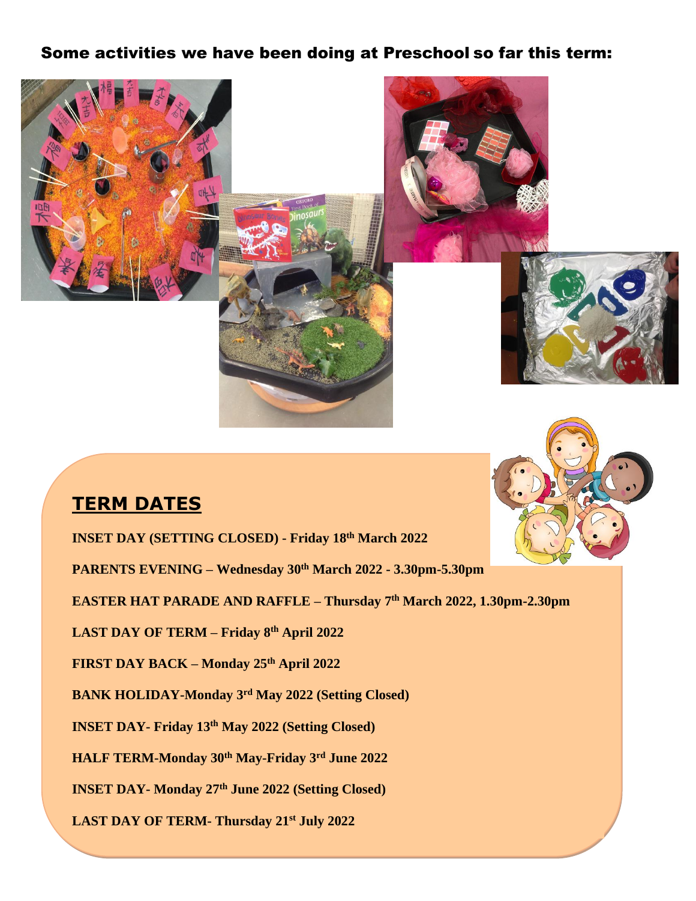## Some activities we have been doing at Preschool so far this term:

## TERM DATES

**INSET DAY (SETTING CLOSED) - Friday 18th March 2022**

**PARENTS EVENING – Wednesday 30th March 2022 - 3.30pm-5.30pm**

**EASTER HAT PARADE AND RAFFLE – Thursday 7th March 2022, 1.30pm-2.30pm**

**LAST DAY OF TERM – Friday 8th April 2022**

**FIRST DAY BACK – Monday 25th April 2022**

**BANK HOLIDAY-Monday 3rd May 2022 (Setting Closed)**

**INSET DAY- Friday 13th May 2022 (Setting Closed)**

**HALF TERM-Monday 30th May-Friday 3rd June 2022**

**INSET DAY- Monday 27th June 2022 (Setting Closed)**

**LAST DAY OF TERM- Thursday 21st July 2022**